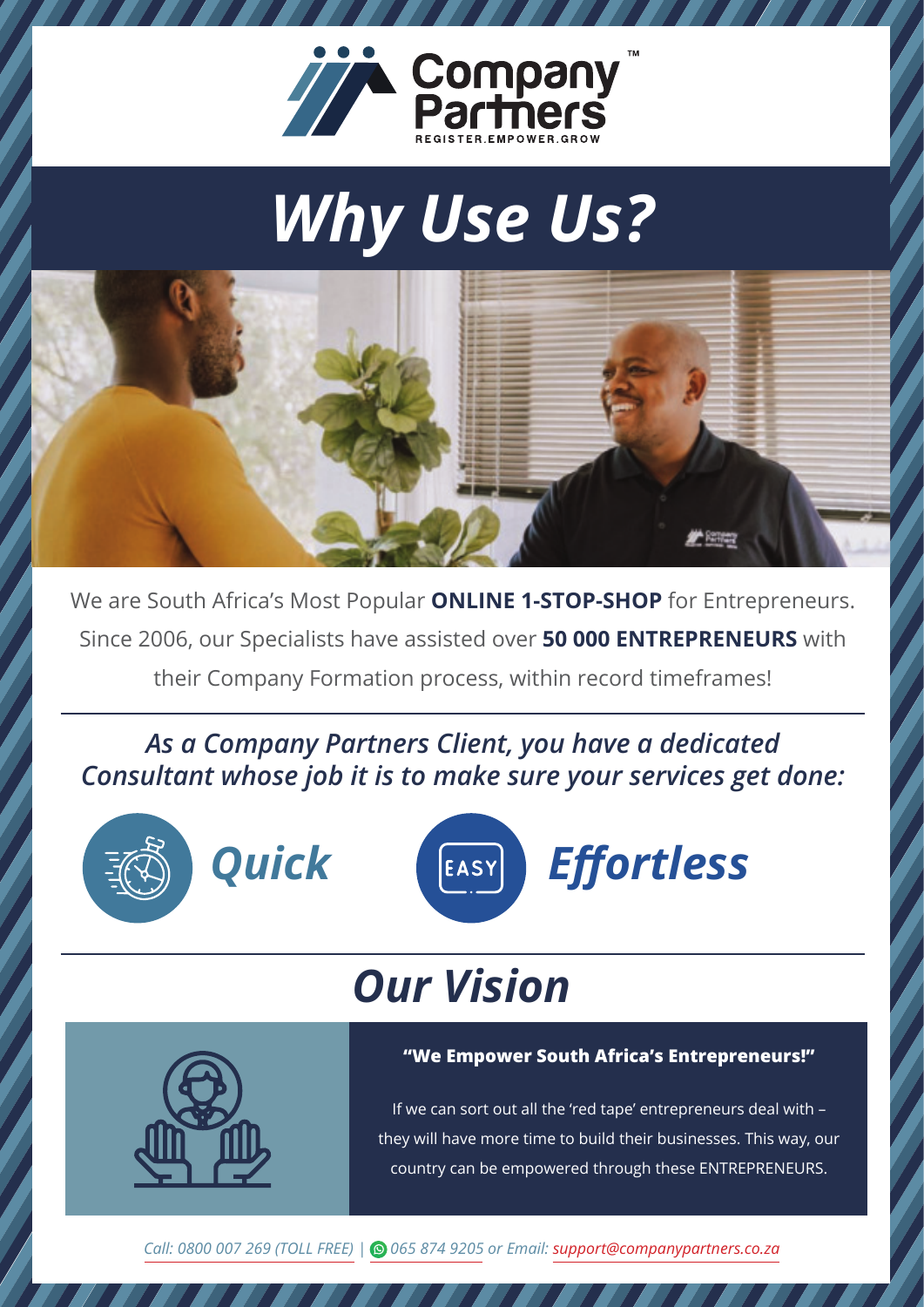Company Partners™
REGISTER.EMPOWER.GROW

# *Why Use Us?*

We are South Africa's Most Popular **ONLINE 1-STOP-SHOP** for Entrepreneurs. Since 2006, our Specialists have assisted over **50 000 ENTREPRENEURS** with their Company Formation process, within record timeframes!

***As a Company Partners Client, you have a dedicated Consultant whose job it is to make sure your services get done:***

***Quick***

***Effortless***

## *Our Vision*

**"We Empower South Africa's Entrepreneurs!"**

If we can sort out all the 'red tape' entrepreneurs deal with – they will have more time to build their businesses. This way, our country can be empowered through these ENTREPRENEURS.

*Call: 0800 007 269 (TOLL FREE) | 065 874 9205 or Email: support@companypartners.co.za*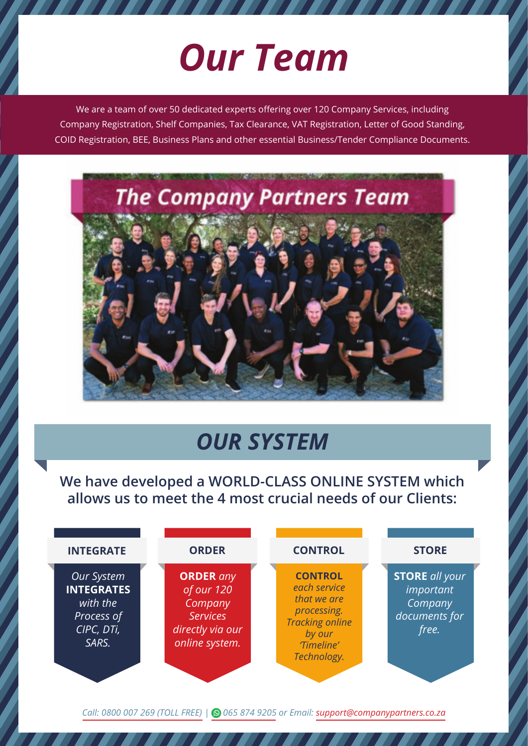# Our Team

We are a team of over 50 dedicated experts offering over 120 Company Services, including Company Registration, Shelf Companies, Tax Clearance, VAT Registration, Letter of Good Standing, COID Registration, BEE, Business Plans and other essential Business/Tender Compliance Documents.

## OUR SYSTEM

**We have developed a WORLD-CLASS ONLINE SYSTEM which allows us to meet the 4 most crucial needs of our Clients:**

### INTEGRATE

*Our System* **INTEGRATES** *with the Process of CIPC, DTi, SARS.*

### ORDER

**ORDER** *any of our 120 Company Services directly via our online system.*

### CONTROL

**CONTROL** *each service that we are processing. Tracking online by our 'Timeline' Technology.*

### STORE

**STORE** *all your important Company documents for free.*

*Call: 0800 007 269 (TOLL FREE) | 065 874 9205 or Email: support@companypartners.co.za*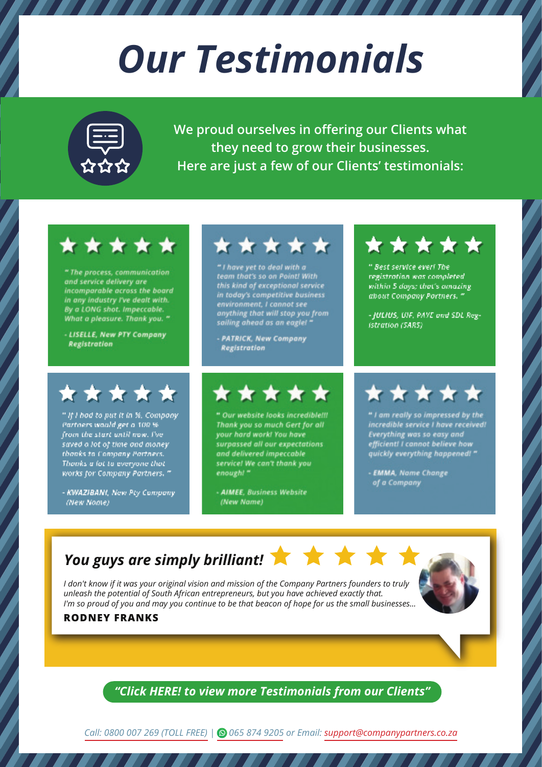# Our Testimonials

**We proud ourselves in offering our Clients what they need to grow their businesses. Here are just a few of our Clients' testimonials:**

★★★★★

*" The process, communication and service delivery are incomparable across the board in any industry I've dealt with. By a LONG shot. Impeccable. What a pleasure. Thank you. "*

*- **LISELLE**, New PTY Company Registration*

★★★★★

*" I have yet to deal with a team that's so on Point! With this kind of exceptional service in today's competitive business environment, I cannot see anything that will stop you from sailing ahead as an eagle! "*

*- **PATRICK**, New Company Registration*

★★★★★

*" Best service ever! The registration was completed within 5 days; that's amazing about Company Partners. "*

*- **JULIUS**, UIF, PAYE and SDL Registration (SARS)*

★★★★★

*" If I had to put it in %, Company Partners would get a 100 % from the start until now. I've saved a lot of time and money thanks to Company Partners. Thanks a lot to everyone that works for Company Partners. "*

*- **KWAZIBANI**, New Pty Company (New Name)*

★★★★★

*" Our website looks incredible!!! Thank you so much Gert for all your hard work! You have surpassed all our expectations and delivered impeccable service! We can't thank you enough! "*

*- **AIMEE**, Business Website (New Name)*

★★★★★

*" I am really so impressed by the incredible service I have received! Everything was so easy and efficient! I cannot believe how quickly everything happened! "*

*- **EMMA**, Name Change of a Company*

## *You guys are simply brilliant!* ★★★★★

*I don't know if it was your original vision and mission of the Company Partners founders to truly unleash the potential of South African entrepreneurs, but you have achieved exactly that. I'm so proud of you and may you continue to be that beacon of hope for us the small businesses...*

**RODNEY FRANKS**

***"Click HERE! to view more Testimonials from our Clients"***

*Call: 0800 007 269 (TOLL FREE) | 065 874 9205 or Email: support@companypartners.co.za*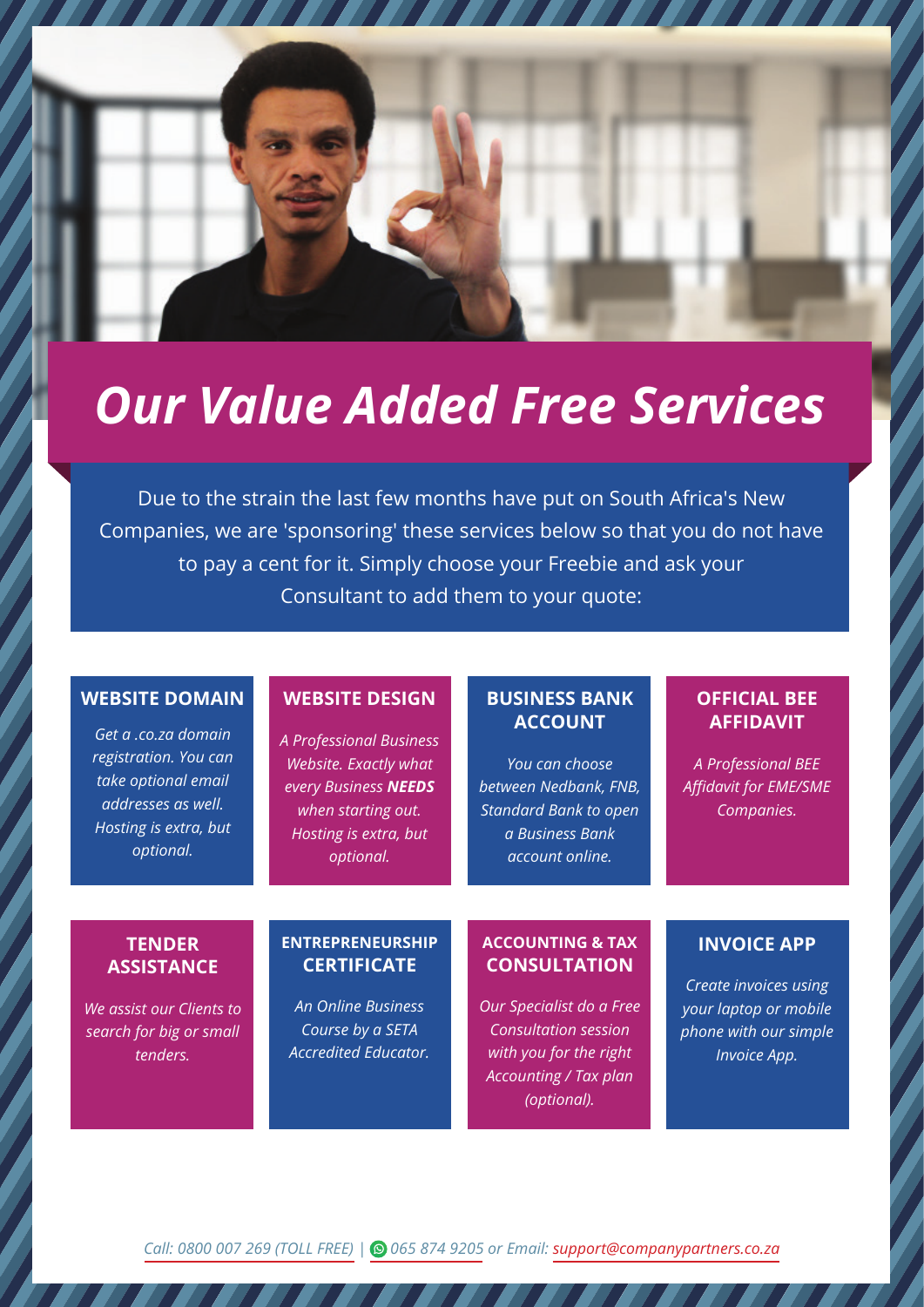# *Our Value Added Free Services*

Due to the strain the last few months have put on South Africa's New Companies, we are 'sponsoring' these services below so that you do not have to pay a cent for it. Simply choose your Freebie and ask your Consultant to add them to your quote:

### WEBSITE DOMAIN

*Get a .co.za domain registration. You can take optional email addresses as well. Hosting is extra, but optional.*

### WEBSITE DESIGN

*A Professional Business Website. Exactly what every Business **NEEDS** when starting out. Hosting is extra, but optional.*

### BUSINESS BANK ACCOUNT

*You can choose between Nedbank, FNB, Standard Bank to open a Business Bank account online.*

### OFFICIAL BEE AFFIDAVIT

*A Professional BEE Affidavit for EME/SME Companies.*

### TENDER ASSISTANCE

*We assist our Clients to search for big or small tenders.*

### ENTREPRENEURSHIP CERTIFICATE

*An Online Business Course by a SETA Accredited Educator.*

### ACCOUNTING & TAX CONSULTATION

*Our Specialist do a Free Consultation session with you for the right Accounting / Tax plan (optional).*

### INVOICE APP

*Create invoices using your laptop or mobile phone with our simple Invoice App.*

*Call: 0800 007 269 (TOLL FREE) | 065 874 9205 or Email: support@companypartners.co.za*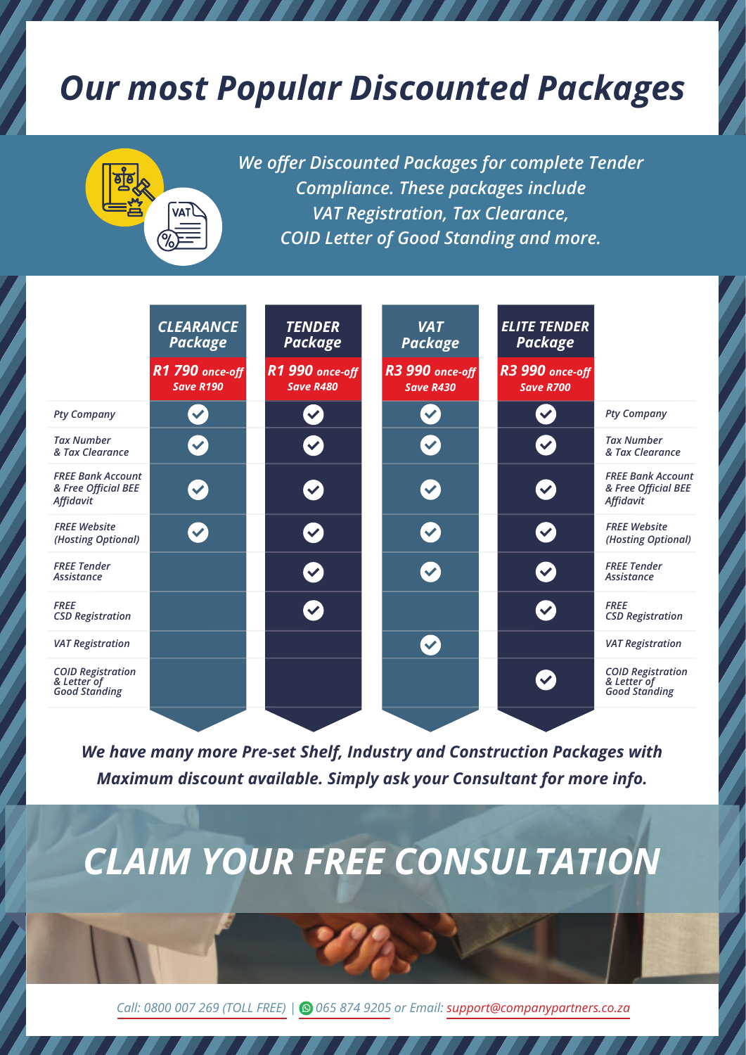# Our most Popular Discounted Packages

*We offer Discounted Packages for complete Tender Compliance. These packages include VAT Registration, Tax Clearance, COID Letter of Good Standing and more.*

| | CLEARANCE Package | TENDER Package | VAT Package | ELITE TENDER Package |
|---|---|---|---|---|
| | **R1 790 once-off** Save R190 | **R1 990 once-off** Save R480 | **R3 990 once-off** Save R430 | **R3 990 once-off** Save R700 |
| Pty Company | ✔ | ✔ | ✔ | ✔ |
| Tax Number & Tax Clearance | ✔ | ✔ | ✔ | ✔ |
| FREE Bank Account & Free Official BEE Affidavit | ✔ | ✔ | ✔ | ✔ |
| FREE Website (Hosting Optional) | ✔ | ✔ | ✔ | ✔ |
| FREE Tender Assistance | | ✔ | ✔ | ✔ |
| FREE CSD Registration | | ✔ | | ✔ |
| VAT Registration | | | ✔ | |
| COID Registration & Letter of Good Standing | | | | ✔ |

***We have many more Pre-set Shelf, Industry and Construction Packages with Maximum discount available. Simply ask your Consultant for more info.***

## CLAIM YOUR FREE CONSULTATION

*Call: 0800 007 269 (TOLL FREE) | 065 874 9205 or Email: support@companypartners.co.za*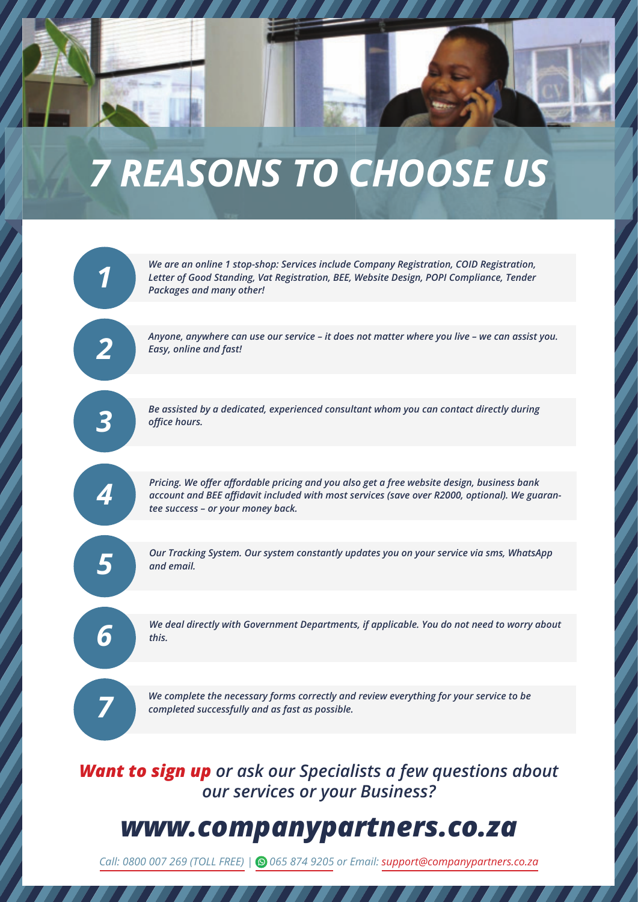# *7 REASONS TO CHOOSE US*

1. *We are an online 1 stop-shop: Services include Company Registration, COID Registration, Letter of Good Standing, Vat Registration, BEE, Website Design, POPI Compliance, Tender Packages and many other!*

2. *Anyone, anywhere can use our service – it does not matter where you live – we can assist you. Easy, online and fast!*

3. *Be assisted by a dedicated, experienced consultant whom you can contact directly during office hours.*

4. *Pricing. We offer affordable pricing and you also get a free website design, business bank account and BEE affidavit included with most services (save over R2000, optional). We guarantee success – or your money back.*

5. *Our Tracking System. Our system constantly updates you on your service via sms, WhatsApp and email.*

6. *We deal directly with Government Departments, if applicable. You do not need to worry about this.*

7. *We complete the necessary forms correctly and review everything for your service to be completed successfully and as fast as possible.*

***Want to sign up*** *or ask our Specialists a few questions about our services or your Business?*

## ***www.companypartners.co.za***

*Call: 0800 007 269 (TOLL FREE) | 065 874 9205 or Email: support@companypartners.co.za*